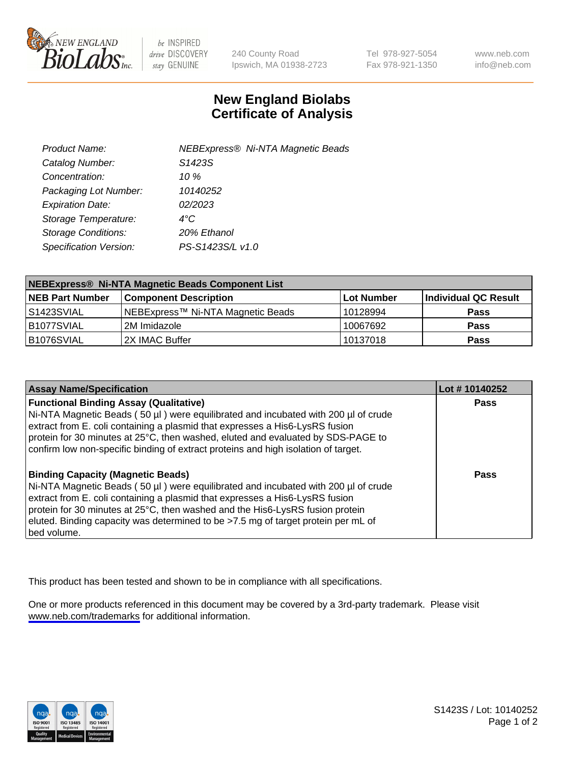# New England Biolabs
# Certificate of Analysis

| | |
|---|---|
| *Product Name:* | *NEBExpress® Ni-NTA Magnetic Beads* |
| *Catalog Number:* | *S1423S* |
| *Concentration:* | *10 %* |
| *Packaging Lot Number:* | *10140252* |
| *Expiration Date:* | *02/2023* |
| *Storage Temperature:* | *4°C* |
| *Storage Conditions:* | *20% Ethanol* |
| *Specification Version:* | *PS-S1423S/L v1.0* |

| NEBExpress® Ni-NTA Magnetic Beads Component List | | | |
|---|---|---|---|
| **NEB Part Number** | **Component Description** | **Lot Number** | **Individual QC Result** |
| S1423SVIAL | NEBExpress™ Ni-NTA Magnetic Beads | 10128994 | **Pass** |
| B1077SVIAL | 2M Imidazole | 10067692 | **Pass** |
| B1076SVIAL | 2X IMAC Buffer | 10137018 | **Pass** |

| Assay Name/Specification | Lot # 10140252 |
|---|---|
| **Functional Binding Assay (Qualitative)**<br>Ni-NTA Magnetic Beads ( 50 µl ) were equilibrated and incubated with 200 µl of crude extract from E. coli containing a plasmid that expresses a His6-LysRS fusion protein for 30 minutes at 25°C, then washed, eluted and evaluated by SDS-PAGE to confirm low non-specific binding of extract proteins and high isolation of target. | **Pass** |
| **Binding Capacity (Magnetic Beads)**<br>Ni-NTA Magnetic Beads ( 50 µl ) were equilibrated and incubated with 200 µl of crude extract from E. coli containing a plasmid that expresses a His6-LysRS fusion protein for 30 minutes at 25°C, then washed and the His6-LysRS fusion protein eluted. Binding capacity was determined to be >7.5 mg of target protein per mL of bed volume. | **Pass** |

This product has been tested and shown to be in compliance with all specifications.

One or more products referenced in this document may be covered by a 3rd-party trademark. Please visit www.neb.com/trademarks for additional information.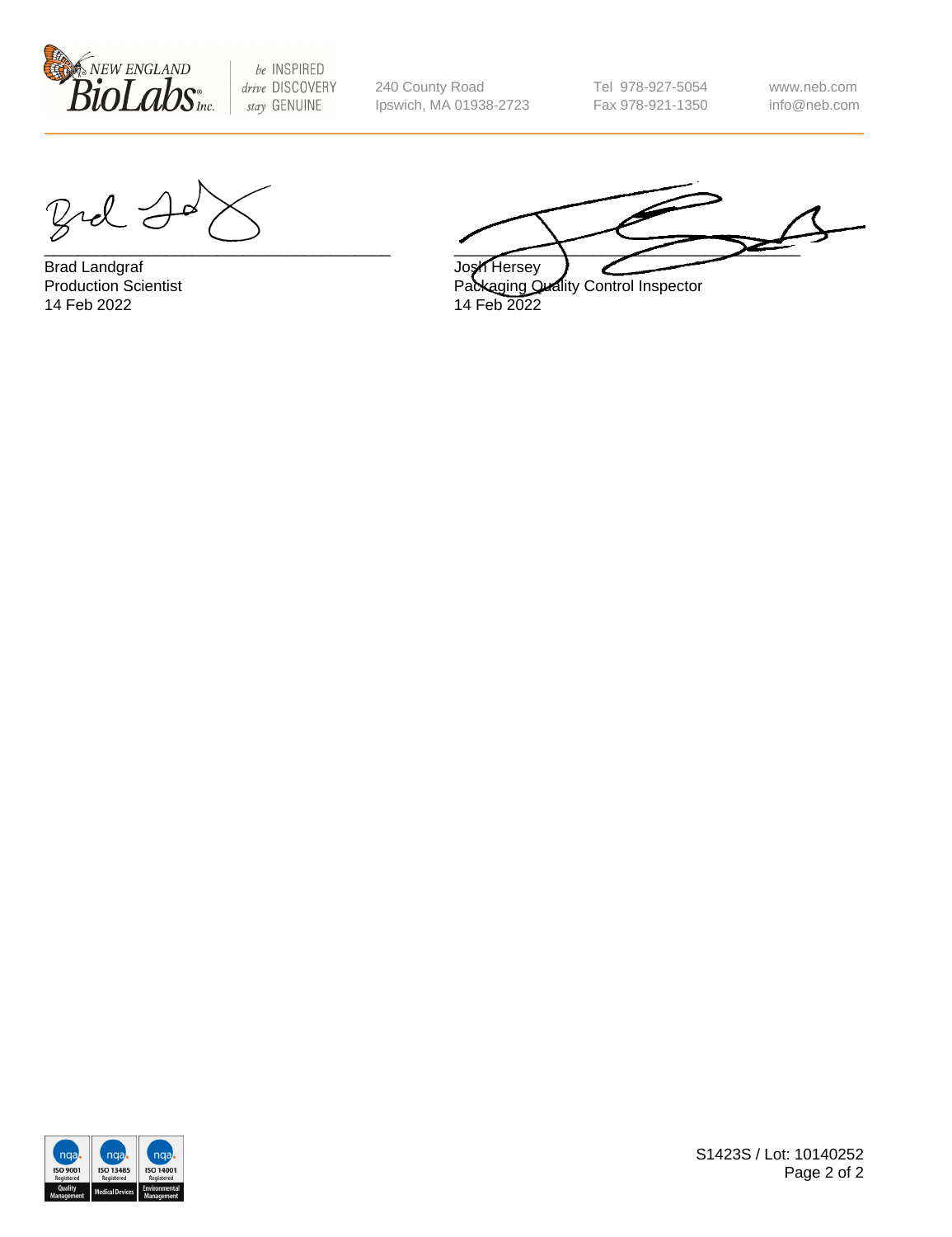Brad Landgraf
Production Scientist
14 Feb 2022

Josh Hersey
Packaging Quality Control Inspector
14 Feb 2022

S1423S / Lot: 10140252